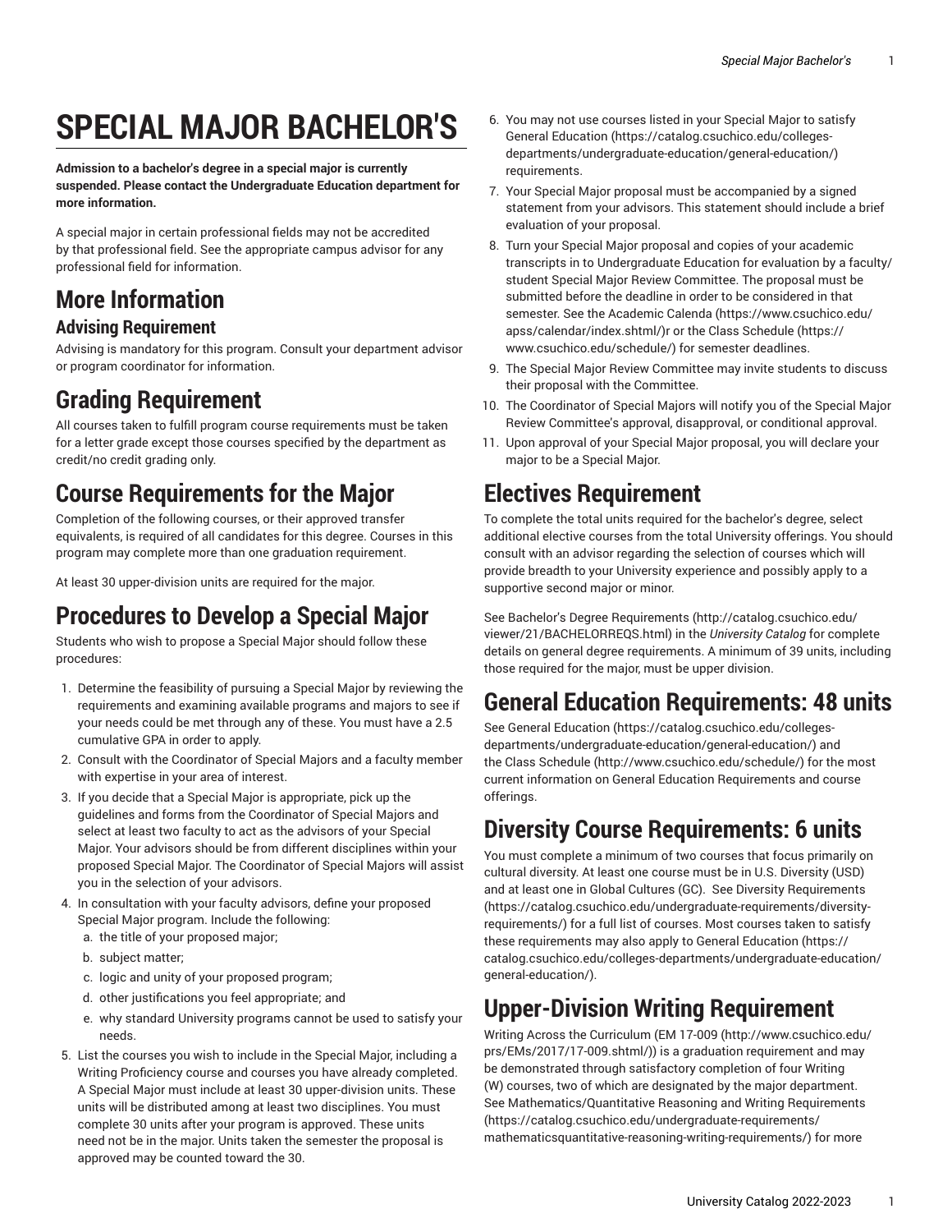# SPECIAL MAJOR BACHELOR'S

**Admission to a bachelor's degree in a special major is currently suspended. Please contact the Undergraduate Education department for more information.**

A special major in certain professional fields may not be accredited by that professional field. See the appropriate campus advisor for any professional field for information.

## More Information

### Advising Requirement

Advising is mandatory for this program. Consult your department advisor or program coordinator for information.

## Grading Requirement

All courses taken to fulfill program course requirements must be taken for a letter grade except those courses specified by the department as credit/no credit grading only.

## Course Requirements for the Major

Completion of the following courses, or their approved transfer equivalents, is required of all candidates for this degree. Courses in this program may complete more than one graduation requirement.

At least 30 upper-division units are required for the major.

## Procedures to Develop a Special Major

Students who wish to propose a Special Major should follow these procedures:

1. Determine the feasibility of pursuing a Special Major by reviewing the requirements and examining available programs and majors to see if your needs could be met through any of these. You must have a 2.5 cumulative GPA in order to apply.
2. Consult with the Coordinator of Special Majors and a faculty member with expertise in your area of interest.
3. If you decide that a Special Major is appropriate, pick up the guidelines and forms from the Coordinator of Special Majors and select at least two faculty to act as the advisors of your Special Major. Your advisors should be from different disciplines within your proposed Special Major. The Coordinator of Special Majors will assist you in the selection of your advisors.
4. In consultation with your faculty advisors, define your proposed Special Major program. Include the following:
   a. the title of your proposed major;
   b. subject matter;
   c. logic and unity of your proposed program;
   d. other justifications you feel appropriate; and
   e. why standard University programs cannot be used to satisfy your needs.
5. List the courses you wish to include in the Special Major, including a Writing Proficiency course and courses you have already completed. A Special Major must include at least 30 upper-division units. These units will be distributed among at least two disciplines. You must complete 30 units after your program is approved. These units need not be in the major. Units taken the semester the proposal is approved may be counted toward the 30.
6. You may not use courses listed in your Special Major to satisfy General Education (https://catalog.csuchico.edu/colleges-departments/undergraduate-education/general-education/) requirements.
7. Your Special Major proposal must be accompanied by a signed statement from your advisors. This statement should include a brief evaluation of your proposal.
8. Turn your Special Major proposal and copies of your academic transcripts in to Undergraduate Education for evaluation by a faculty/student Special Major Review Committee. The proposal must be submitted before the deadline in order to be considered in that semester. See the Academic Calenda (https://www.csuchico.edu/apss/calendar/index.shtml/)r or the Class Schedule (https://www.csuchico.edu/schedule/) for semester deadlines.
9. The Special Major Review Committee may invite students to discuss their proposal with the Committee.
10. The Coordinator of Special Majors will notify you of the Special Major Review Committee's approval, disapproval, or conditional approval.
11. Upon approval of your Special Major proposal, you will declare your major to be a Special Major.

## Electives Requirement

To complete the total units required for the bachelor's degree, select additional elective courses from the total University offerings. You should consult with an advisor regarding the selection of courses which will provide breadth to your University experience and possibly apply to a supportive second major or minor.

See Bachelor's Degree Requirements (http://catalog.csuchico.edu/viewer/21/BACHELORREQS.html) in the *University Catalog* for complete details on general degree requirements. A minimum of 39 units, including those required for the major, must be upper division.

## General Education Requirements: 48 units

See General Education (https://catalog.csuchico.edu/colleges-departments/undergraduate-education/general-education/) and the Class Schedule (http://www.csuchico.edu/schedule/) for the most current information on General Education Requirements and course offerings.

## Diversity Course Requirements: 6 units

You must complete a minimum of two courses that focus primarily on cultural diversity. At least one course must be in U.S. Diversity (USD) and at least one in Global Cultures (GC). See Diversity Requirements (https://catalog.csuchico.edu/undergraduate-requirements/diversity-requirements/) for a full list of courses. Most courses taken to satisfy these requirements may also apply to General Education (https://catalog.csuchico.edu/colleges-departments/undergraduate-education/general-education/).

## Upper-Division Writing Requirement

Writing Across the Curriculum (EM 17-009 (http://www.csuchico.edu/prs/EMs/2017/17-009.shtml/)) is a graduation requirement and may be demonstrated through satisfactory completion of four Writing (W) courses, two of which are designated by the major department. See Mathematics/Quantitative Reasoning and Writing Requirements (https://catalog.csuchico.edu/undergraduate-requirements/mathematicsquantitative-reasoning-writing-requirements/) for more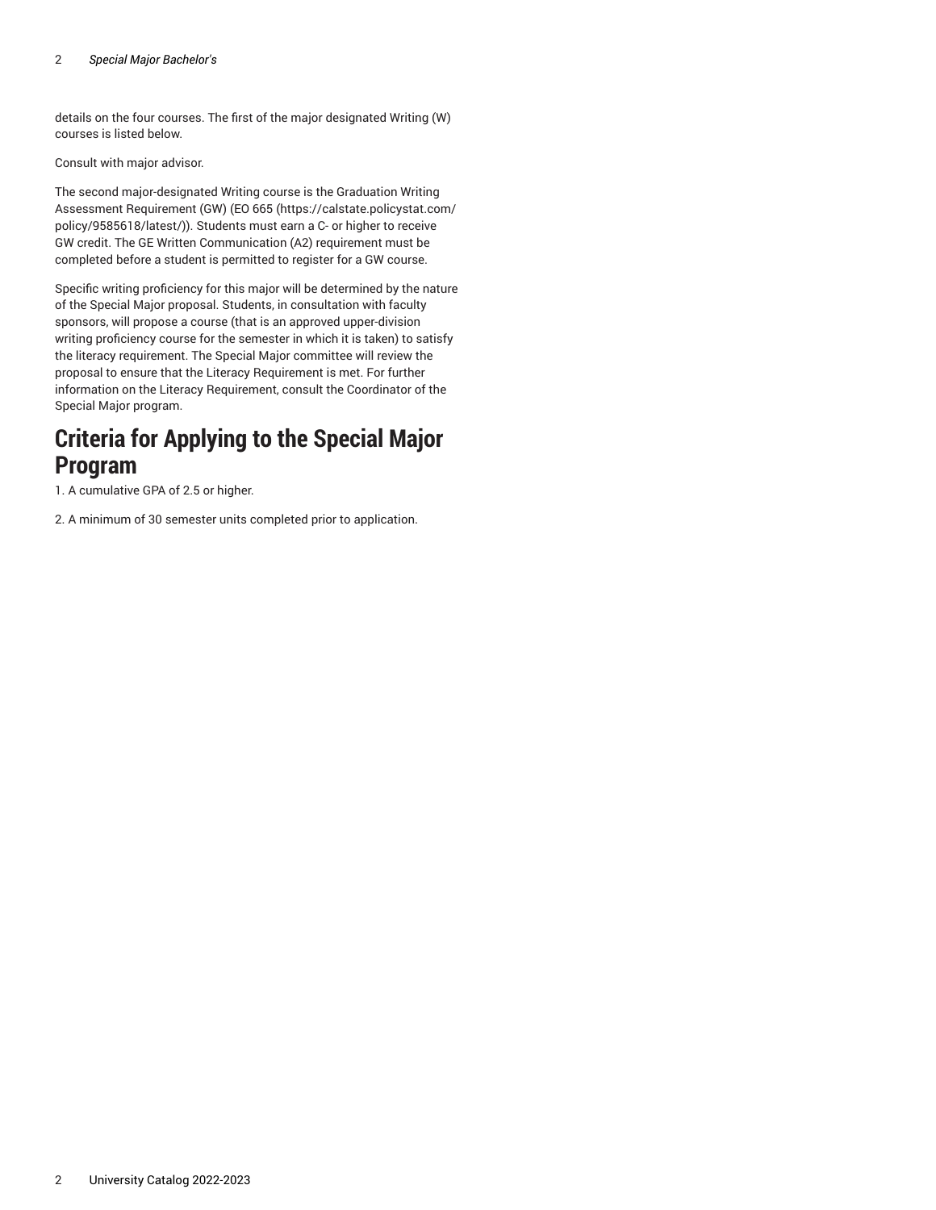details on the four courses. The first of the major designated Writing (W) courses is listed below.

Consult with major advisor.

The second major-designated Writing course is the Graduation Writing Assessment Requirement (GW) (EO 665 (https://calstate.policystat.com/policy/9585618/latest/)). Students must earn a C- or higher to receive GW credit. The GE Written Communication (A2) requirement must be completed before a student is permitted to register for a GW course.

Specific writing proficiency for this major will be determined by the nature of the Special Major proposal. Students, in consultation with faculty sponsors, will propose a course (that is an approved upper-division writing proficiency course for the semester in which it is taken) to satisfy the literacy requirement. The Special Major committee will review the proposal to ensure that the Literacy Requirement is met. For further information on the Literacy Requirement, consult the Coordinator of the Special Major program.

# Criteria for Applying to the Special Major Program

1. A cumulative GPA of 2.5 or higher.

2. A minimum of 30 semester units completed prior to application.